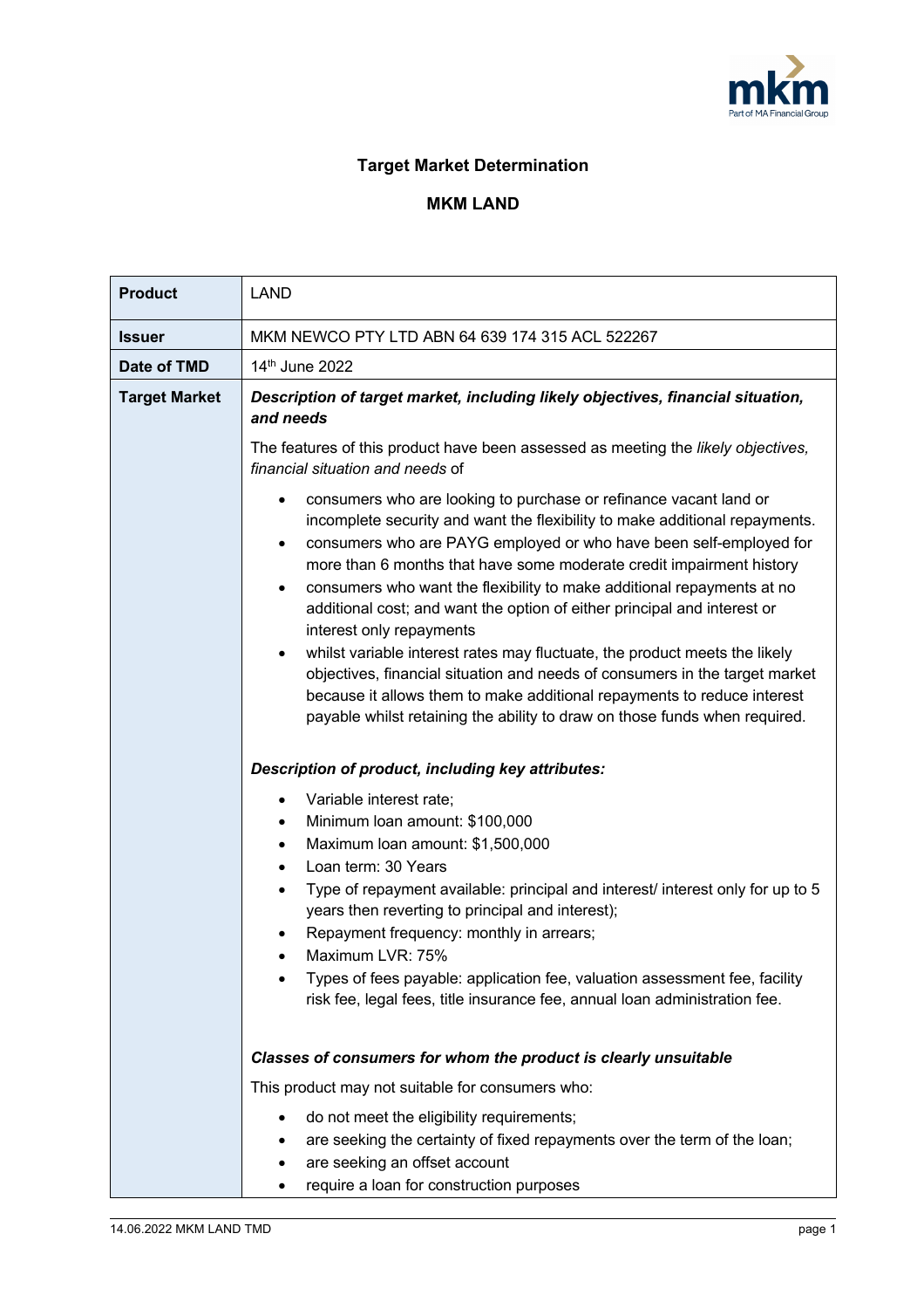# Target Market Determination

## MKM LAND

| **Product** | LAND |
| --- | --- |
| **Issuer** | MKM NEWCO PTY LTD ABN 64 639 174 315 ACL 522267 |
| **Date of TMD** | 14th June 2022 |
| **Target Market** | ***Description of target market, including likely objectives, financial situation, and needs*** <br><br> The features of this product have been assessed as meeting the *likely objectives, financial situation and needs* of <br><br> • consumers who are looking to purchase or refinance vacant land or incomplete security and want the flexibility to make additional repayments. <br> • consumers who are PAYG employed or who have been self-employed for more than 6 months that have some moderate credit impairment history <br> • consumers who want the flexibility to make additional repayments at no additional cost; and want the option of either principal and interest or interest only repayments <br> • whilst variable interest rates may fluctuate, the product meets the likely objectives, financial situation and needs of consumers in the target market because it allows them to make additional repayments to reduce interest payable whilst retaining the ability to draw on those funds when required. <br><br> ***Description of product, including key attributes:*** <br><br> • Variable interest rate; <br> • Minimum loan amount: $100,000 <br> • Maximum loan amount: $1,500,000 <br> • Loan term: 30 Years <br> • Type of repayment available: principal and interest/ interest only for up to 5 years then reverting to principal and interest); <br> • Repayment frequency: monthly in arrears; <br> • Maximum LVR: 75% <br> • Types of fees payable: application fee, valuation assessment fee, facility risk fee, legal fees, title insurance fee, annual loan administration fee. <br><br> ***Classes of consumers for whom the product is clearly unsuitable*** <br><br> This product may not suitable for consumers who: <br><br> • do not meet the eligibility requirements; <br> • are seeking the certainty of fixed repayments over the term of the loan; <br> • are seeking an offset account <br> • require a loan for construction purposes |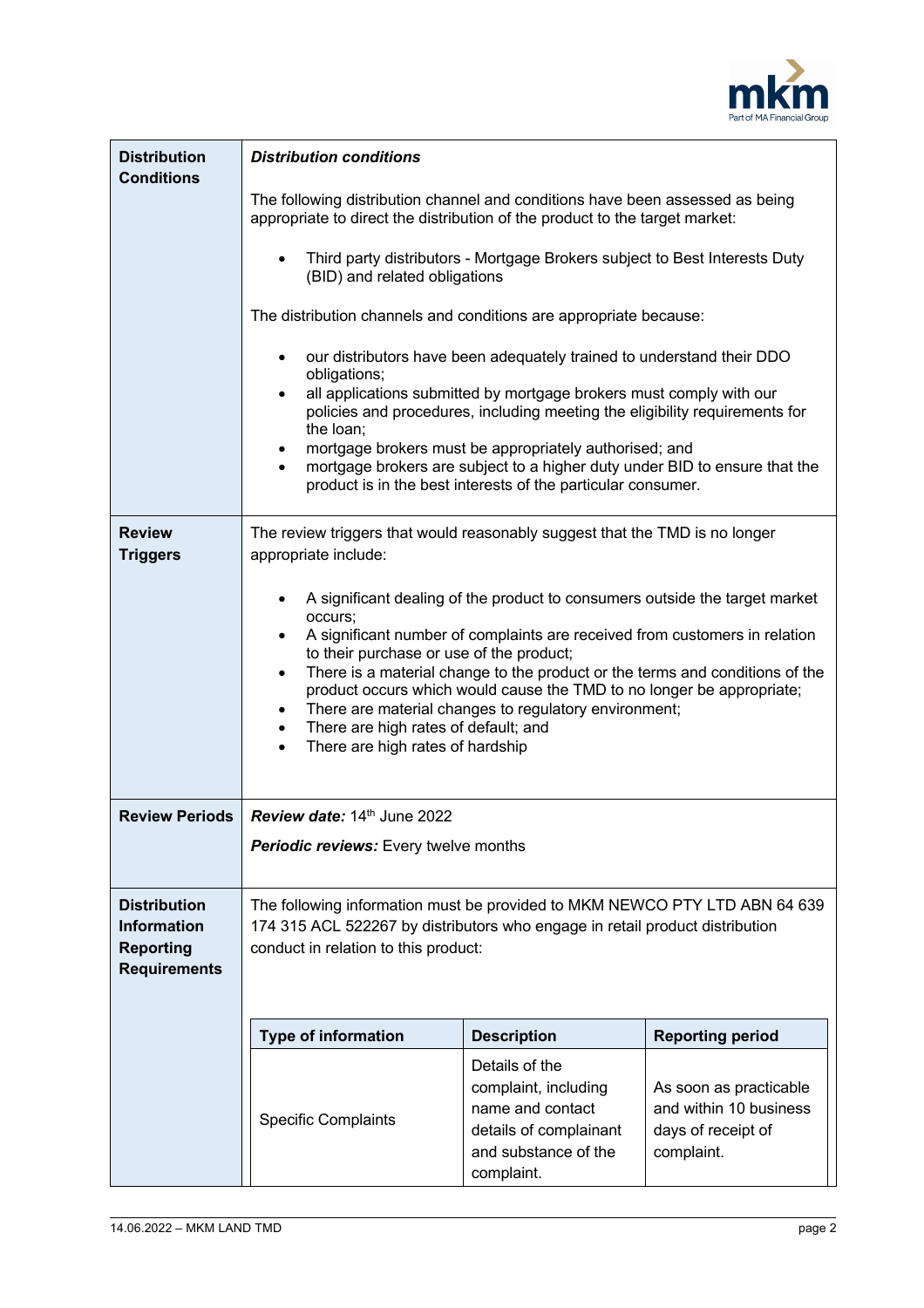| | |
|---|---|
| **Distribution Conditions** | ***Distribution conditions***<br><br>The following distribution channel and conditions have been assessed as being appropriate to direct the distribution of the product to the target market:<br><br>• Third party distributors - Mortgage Brokers subject to Best Interests Duty (BID) and related obligations<br><br>The distribution channels and conditions are appropriate because:<br><br>• our distributors have been adequately trained to understand their DDO obligations;<br>• all applications submitted by mortgage brokers must comply with our policies and procedures, including meeting the eligibility requirements for the loan;<br>• mortgage brokers must be appropriately authorised; and<br>• mortgage brokers are subject to a higher duty under BID to ensure that the product is in the best interests of the particular consumer. |
| **Review Triggers** | The review triggers that would reasonably suggest that the TMD is no longer appropriate include:<br><br>• A significant dealing of the product to consumers outside the target market occurs;<br>• A significant number of complaints are received from customers in relation to their purchase or use of the product;<br>• There is a material change to the product or the terms and conditions of the product occurs which would cause the TMD to no longer be appropriate;<br>• There are material changes to regulatory environment;<br>• There are high rates of default; and<br>• There are high rates of hardship |
| **Review Periods** | ***Review date:*** 14th June 2022<br><br>***Periodic reviews:*** Every twelve months |
| **Distribution Information Reporting Requirements** | The following information must be provided to MKM NEWCO PTY LTD ABN 64 639 174 315 ACL 522267 by distributors who engage in retail product distribution conduct in relation to this product: |

| Type of information | Description | Reporting period |
|---|---|---|
| Specific Complaints | Details of the complaint, including name and contact details of complainant and substance of the complaint. | As soon as practicable and within 10 business days of receipt of complaint. |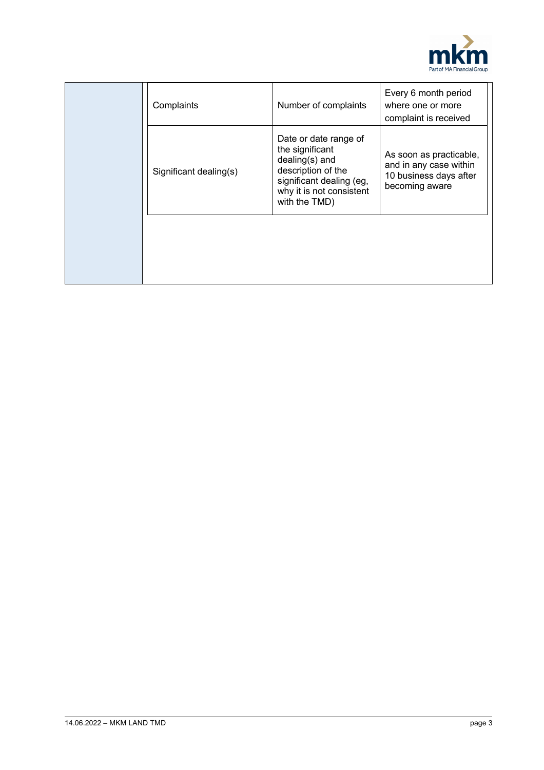| | | |
|---|---|---|
| Complaints | Number of complaints | Every 6 month period where one or more complaint is received |
| Significant dealing(s) | Date or date range of the significant dealing(s) and description of the significant dealing (eg, why it is not consistent with the TMD) | As soon as practicable, and in any case within 10 business days after becoming aware |